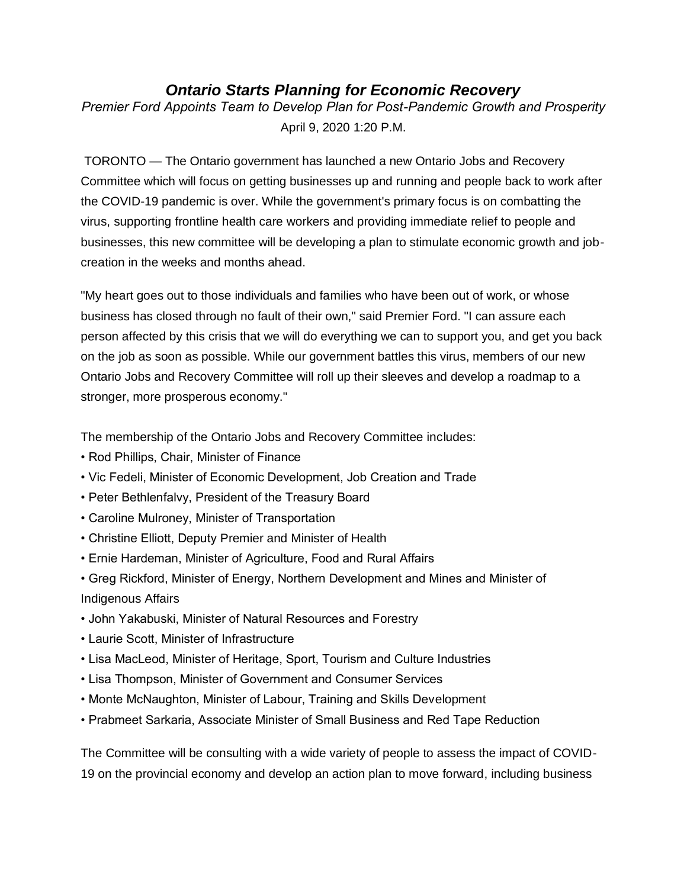# *Ontario Starts Planning for Economic Recovery*

*Premier Ford Appoints Team to Develop Plan for Post-Pandemic Growth and Prosperity*

April 9, 2020 1:20 P.M.

TORONTO — The Ontario government has launched a new Ontario Jobs and Recovery Committee which will focus on getting businesses up and running and people back to work after the COVID-19 pandemic is over. While the government's primary focus is on combatting the virus, supporting frontline health care workers and providing immediate relief to people and businesses, this new committee will be developing a plan to stimulate economic growth and job-creation in the weeks and months ahead.

"My heart goes out to those individuals and families who have been out of work, or whose business has closed through no fault of their own," said Premier Ford. "I can assure each person affected by this crisis that we will do everything we can to support you, and get you back on the job as soon as possible. While our government battles this virus, members of our new Ontario Jobs and Recovery Committee will roll up their sleeves and develop a roadmap to a stronger, more prosperous economy."

The membership of the Ontario Jobs and Recovery Committee includes:

- Rod Phillips, Chair, Minister of Finance
- Vic Fedeli, Minister of Economic Development, Job Creation and Trade
- Peter Bethlenfalvy, President of the Treasury Board
- Caroline Mulroney, Minister of Transportation
- Christine Elliott, Deputy Premier and Minister of Health
- Ernie Hardeman, Minister of Agriculture, Food and Rural Affairs
- Greg Rickford, Minister of Energy, Northern Development and Mines and Minister of Indigenous Affairs
- John Yakabuski, Minister of Natural Resources and Forestry
- Laurie Scott, Minister of Infrastructure
- Lisa MacLeod, Minister of Heritage, Sport, Tourism and Culture Industries
- Lisa Thompson, Minister of Government and Consumer Services
- Monte McNaughton, Minister of Labour, Training and Skills Development
- Prabmeet Sarkaria, Associate Minister of Small Business and Red Tape Reduction

The Committee will be consulting with a wide variety of people to assess the impact of COVID-19 on the provincial economy and develop an action plan to move forward, including business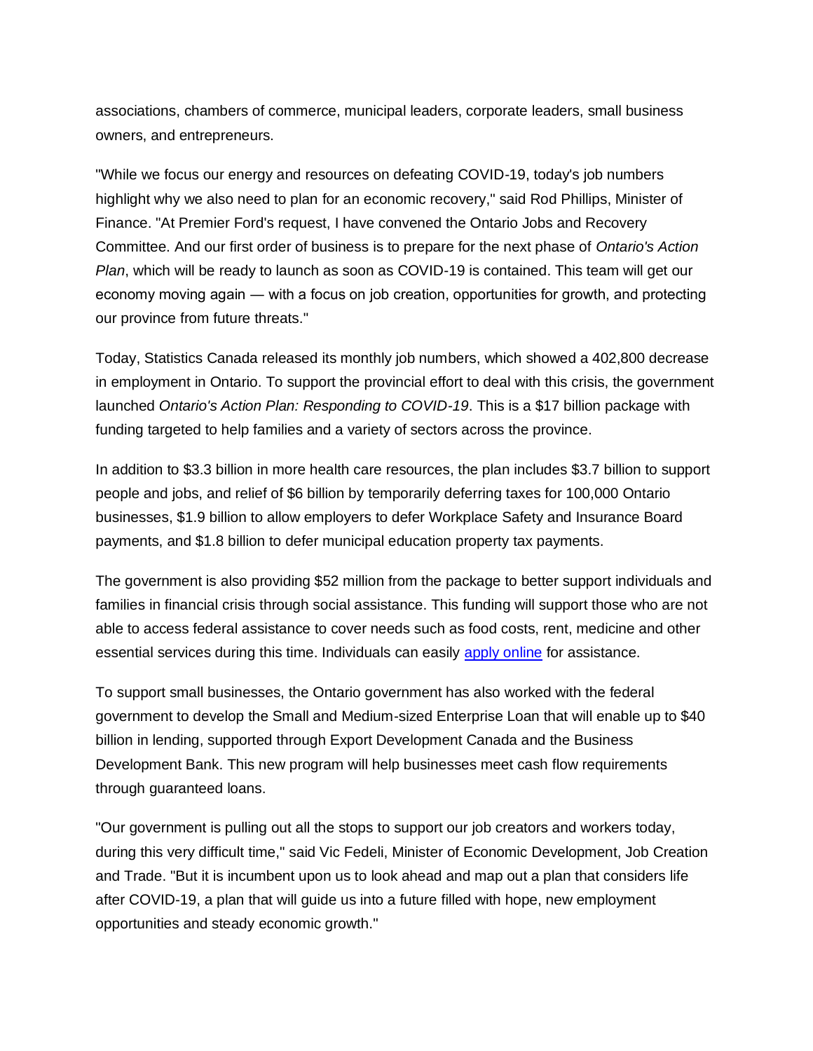associations, chambers of commerce, municipal leaders, corporate leaders, small business owners, and entrepreneurs.

"While we focus our energy and resources on defeating COVID-19, today's job numbers highlight why we also need to plan for an economic recovery," said Rod Phillips, Minister of Finance. "At Premier Ford's request, I have convened the Ontario Jobs and Recovery Committee. And our first order of business is to prepare for the next phase of *Ontario's Action Plan*, which will be ready to launch as soon as COVID-19 is contained. This team will get our economy moving again — with a focus on job creation, opportunities for growth, and protecting our province from future threats."

Today, Statistics Canada released its monthly job numbers, which showed a 402,800 decrease in employment in Ontario. To support the provincial effort to deal with this crisis, the government launched *Ontario's Action Plan: Responding to COVID-19*. This is a $17 billion package with funding targeted to help families and a variety of sectors across the province.

In addition to $3.3 billion in more health care resources, the plan includes $3.7 billion to support people and jobs, and relief of $6 billion by temporarily deferring taxes for 100,000 Ontario businesses, $1.9 billion to allow employers to defer Workplace Safety and Insurance Board payments, and $1.8 billion to defer municipal education property tax payments.

The government is also providing $52 million from the package to better support individuals and families in financial crisis through social assistance. This funding will support those who are not able to access federal assistance to cover needs such as food costs, rent, medicine and other essential services during this time. Individuals can easily apply online for assistance.

To support small businesses, the Ontario government has also worked with the federal government to develop the Small and Medium-sized Enterprise Loan that will enable up to $40 billion in lending, supported through Export Development Canada and the Business Development Bank. This new program will help businesses meet cash flow requirements through guaranteed loans.

"Our government is pulling out all the stops to support our job creators and workers today, during this very difficult time," said Vic Fedeli, Minister of Economic Development, Job Creation and Trade. "But it is incumbent upon us to look ahead and map out a plan that considers life after COVID-19, a plan that will guide us into a future filled with hope, new employment opportunities and steady economic growth."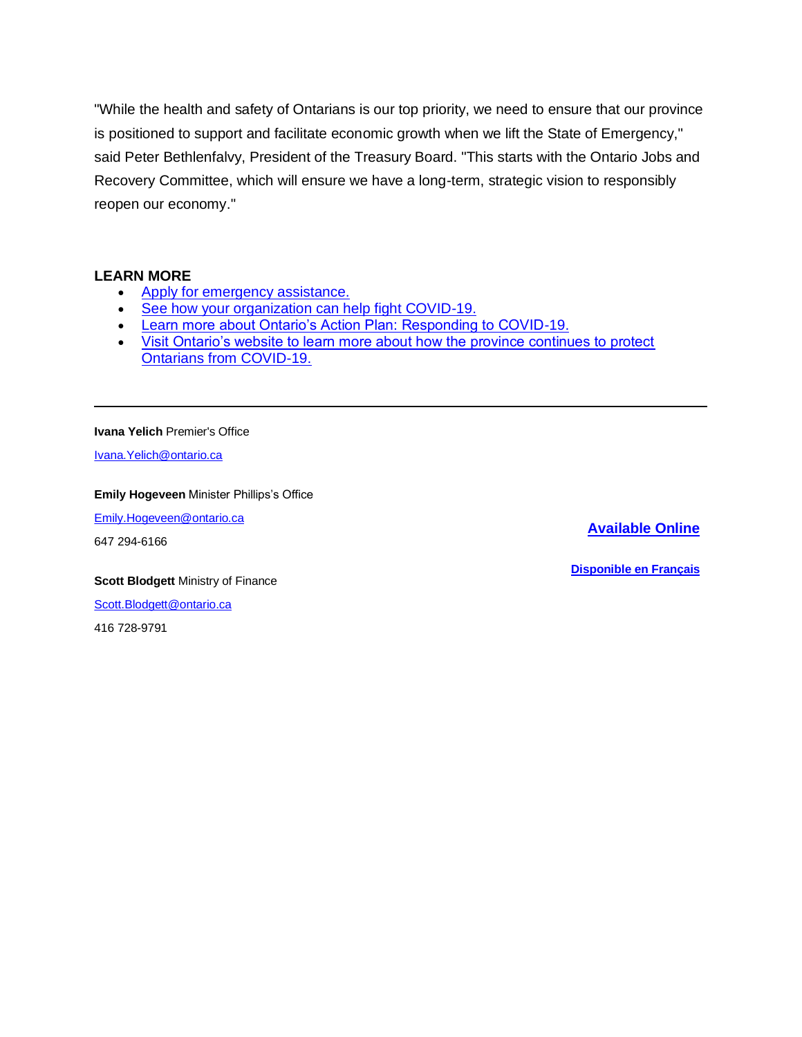"While the health and safety of Ontarians is our top priority, we need to ensure that our province is positioned to support and facilitate economic growth when we lift the State of Emergency," said Peter Bethlenfalvy, President of the Treasury Board. "This starts with the Ontario Jobs and Recovery Committee, which will ensure we have a long-term, strategic vision to responsibly reopen our economy."

**LEARN MORE**

- Apply for emergency assistance.
- See how your organization can help fight COVID-19.
- Learn more about Ontario's Action Plan: Responding to COVID-19.
- Visit Ontario's website to learn more about how the province continues to protect Ontarians from COVID-19.

---

**Ivana Yelich** Premier's Office

Ivana.Yelich@ontario.ca

**Emily Hogeveen** Minister Phillips's Office

Emily.Hogeveen@ontario.ca

647 294-6166

**Scott Blodgett** Ministry of Finance

Scott.Blodgett@ontario.ca

416 728-9791

**Available Online**

**Disponible en Français**